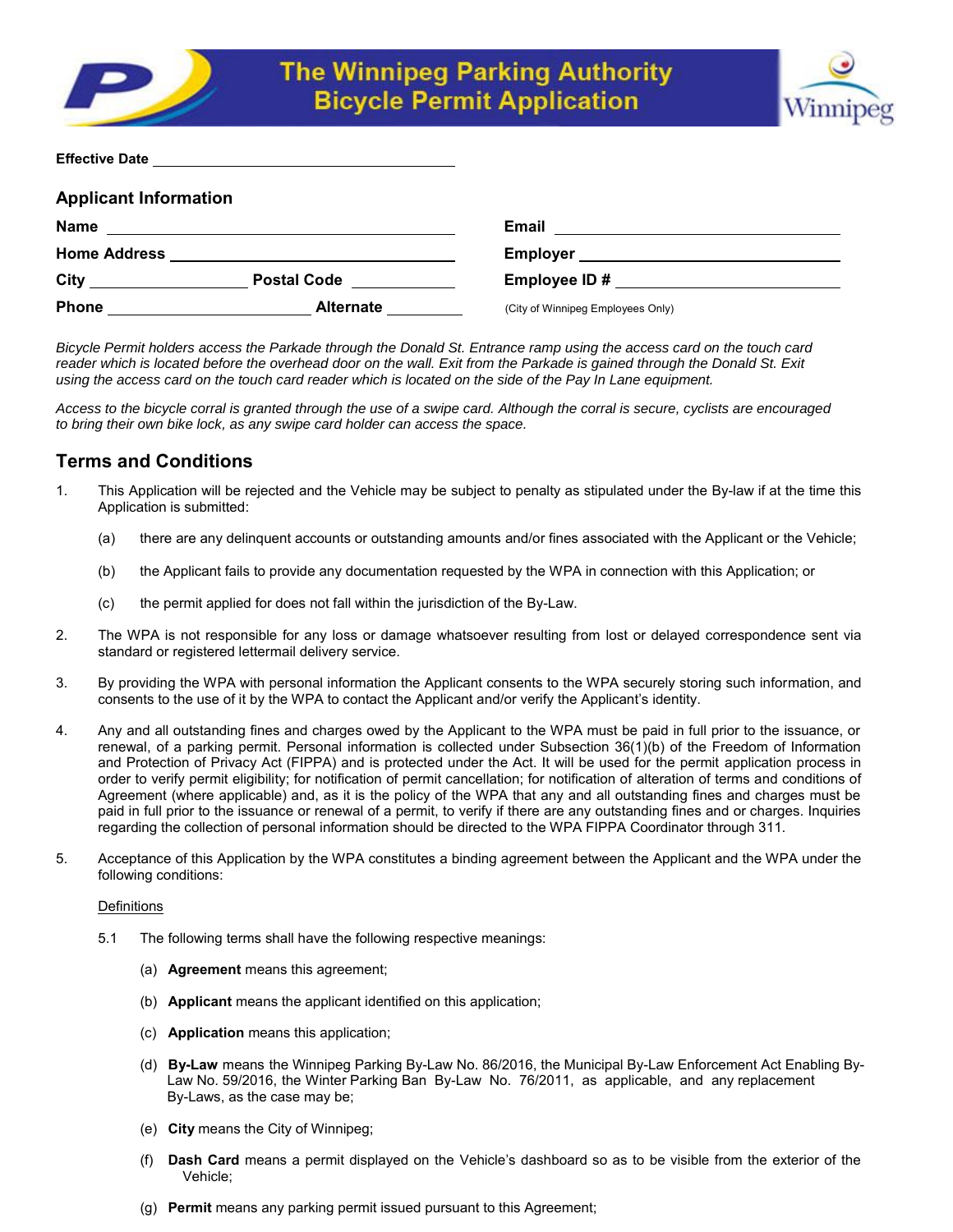# The Winnipeg Parking Authority Bicycle Permit Application

**Effective Date** ______________________________

## Applicant Information

**Name** ______________________________ **Email** ______________________________

**Home Address** ______________________________ **Employer** ______________________________

**City** ______________ **Postal Code** __________ **Employee ID #** ______________________________

**Phone** ______________________ **Alternate** __________ (City of Winnipeg Employees Only)

*Bicycle Permit holders access the Parkade through the Donald St. Entrance ramp using the access card on the touch card reader which is located before the overhead door on the wall. Exit from the Parkade is gained through the Donald St. Exit using the access card on the touch card reader which is located on the side of the Pay In Lane equipment.*

*Access to the bicycle corral is granted through the use of a swipe card. Although the corral is secure, cyclists are encouraged to bring their own bike lock, as any swipe card holder can access the space.*

## Terms and Conditions

1. This Application will be rejected and the Vehicle may be subject to penalty as stipulated under the By-law if at the time this Application is submitted:

   (a) there are any delinquent accounts or outstanding amounts and/or fines associated with the Applicant or the Vehicle;

   (b) the Applicant fails to provide any documentation requested by the WPA in connection with this Application; or

   (c) the permit applied for does not fall within the jurisdiction of the By-Law.

2. The WPA is not responsible for any loss or damage whatsoever resulting from lost or delayed correspondence sent via standard or registered lettermail delivery service.

3. By providing the WPA with personal information the Applicant consents to the WPA securely storing such information, and consents to the use of it by the WPA to contact the Applicant and/or verify the Applicant's identity.

4. Any and all outstanding fines and charges owed by the Applicant to the WPA must be paid in full prior to the issuance, or renewal, of a parking permit. Personal information is collected under Subsection 36(1)(b) of the Freedom of Information and Protection of Privacy Act (FIPPA) and is protected under the Act. It will be used for the permit application process in order to verify permit eligibility; for notification of permit cancellation; for notification of alteration of terms and conditions of Agreement (where applicable) and, as it is the policy of the WPA that any and all outstanding fines and charges must be paid in full prior to the issuance or renewal of a permit, to verify if there are any outstanding fines and or charges. Inquiries regarding the collection of personal information should be directed to the WPA FIPPA Coordinator through 311.

5. Acceptance of this Application by the WPA constitutes a binding agreement between the Applicant and the WPA under the following conditions:

   Definitions

   5.1 The following terms shall have the following respective meanings:

   (a) **Agreement** means this agreement;

   (b) **Applicant** means the applicant identified on this application;

   (c) **Application** means this application;

   (d) **By-Law** means the Winnipeg Parking By-Law No. 86/2016, the Municipal By-Law Enforcement Act Enabling By-Law No. 59/2016, the Winter Parking Ban By-Law No. 76/2011, as applicable, and any replacement By-Laws, as the case may be;

   (e) **City** means the City of Winnipeg;

   (f) **Dash Card** means a permit displayed on the Vehicle's dashboard so as to be visible from the exterior of the Vehicle;

   (g) **Permit** means any parking permit issued pursuant to this Agreement;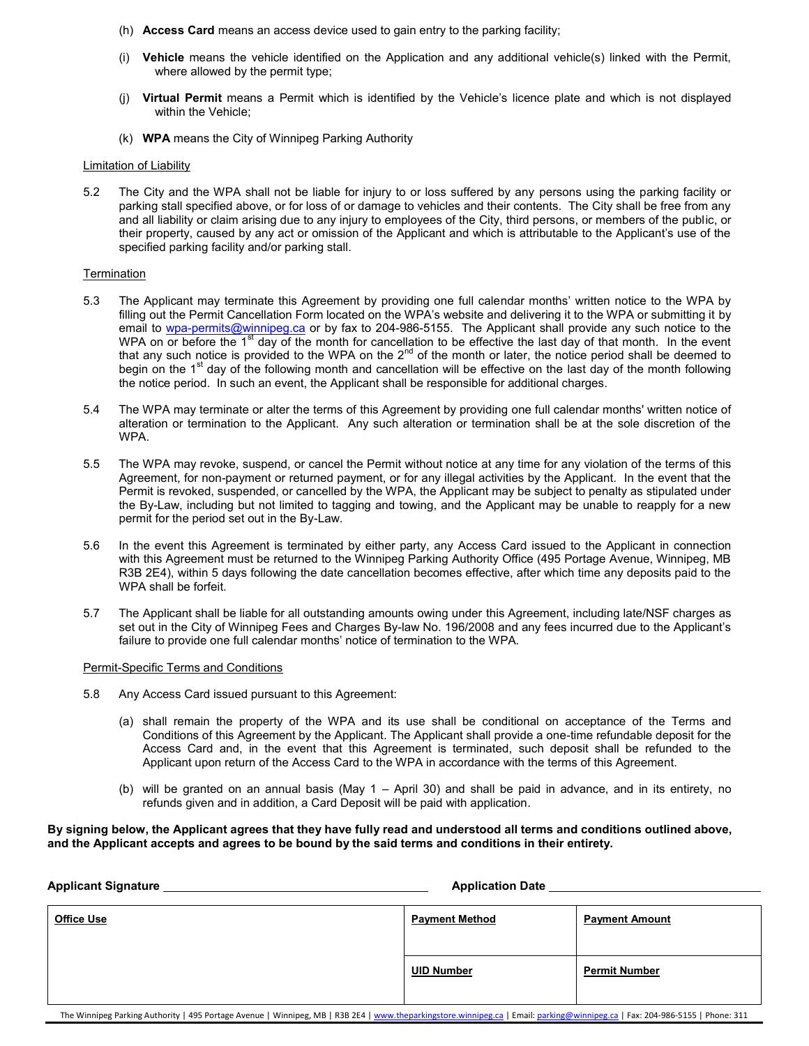(h) **Access Card** means an access device used to gain entry to the parking facility;

(i) **Vehicle** means the vehicle identified on the Application and any additional vehicle(s) linked with the Permit, where allowed by the permit type;

(j) **Virtual Permit** means a Permit which is identified by the Vehicle's licence plate and which is not displayed within the Vehicle;

(k) **WPA** means the City of Winnipeg Parking Authority

Limitation of Liability

5.2 The City and the WPA shall not be liable for injury to or loss suffered by any persons using the parking facility or parking stall specified above, or for loss of or damage to vehicles and their contents. The City shall be free from any and all liability or claim arising due to any injury to employees of the City, third persons, or members of the public, or their property, caused by any act or omission of the Applicant and which is attributable to the Applicant's use of the specified parking facility and/or parking stall.

Termination

5.3 The Applicant may terminate this Agreement by providing one full calendar months' written notice to the WPA by filling out the Permit Cancellation Form located on the WPA's website and delivering it to the WPA or submitting it by email to wpa-permits@winnipeg.ca or by fax to 204-986-5155. The Applicant shall provide any such notice to the WPA on or before the 1st day of the month for cancellation to be effective the last day of that month. In the event that any such notice is provided to the WPA on the 2nd of the month or later, the notice period shall be deemed to begin on the 1st day of the following month and cancellation will be effective on the last day of the month following the notice period. In such an event, the Applicant shall be responsible for additional charges.

5.4 The WPA may terminate or alter the terms of this Agreement by providing one full calendar months' written notice of alteration or termination to the Applicant. Any such alteration or termination shall be at the sole discretion of the WPA.

5.5 The WPA may revoke, suspend, or cancel the Permit without notice at any time for any violation of the terms of this Agreement, for non-payment or returned payment, or for any illegal activities by the Applicant. In the event that the Permit is revoked, suspended, or cancelled by the WPA, the Applicant may be subject to penalty as stipulated under the By-Law, including but not limited to tagging and towing, and the Applicant may be unable to reapply for a new permit for the period set out in the By-Law.

5.6 In the event this Agreement is terminated by either party, any Access Card issued to the Applicant in connection with this Agreement must be returned to the Winnipeg Parking Authority Office (495 Portage Avenue, Winnipeg, MB R3B 2E4), within 5 days following the date cancellation becomes effective, after which time any deposits paid to the WPA shall be forfeit.

5.7 The Applicant shall be liable for all outstanding amounts owing under this Agreement, including late/NSF charges as set out in the City of Winnipeg Fees and Charges By-law No. 196/2008 and any fees incurred due to the Applicant's failure to provide one full calendar months' notice of termination to the WPA.

Permit-Specific Terms and Conditions

5.8 Any Access Card issued pursuant to this Agreement:

(a) shall remain the property of the WPA and its use shall be conditional on acceptance of the Terms and Conditions of this Agreement by the Applicant. The Applicant shall provide a one-time refundable deposit for the Access Card and, in the event that this Agreement is terminated, such deposit shall be refunded to the Applicant upon return of the Access Card to the WPA in accordance with the terms of this Agreement.

(b) will be granted on an annual basis (May 1 – April 30) and shall be paid in advance, and in its entirety, no refunds given and in addition, a Card Deposit will be paid with application.

**By signing below, the Applicant agrees that they have fully read and understood all terms and conditions outlined above, and the Applicant accepts and agrees to be bound by the said terms and conditions in their entirety.**

**Applicant Signature** ______________________ **Application Date** ______________________

| **Office Use** | **Payment Method** | **Payment Amount** |
|---|---|---|
| | **UID Number** | **Permit Number** |

The Winnipeg Parking Authority | 495 Portage Avenue | Winnipeg, MB | R3B 2E4 | www.theparkingstore.winnipeg.ca | Email: parking@winnipeg.ca | Fax: 204-986-5155 | Phone: 311